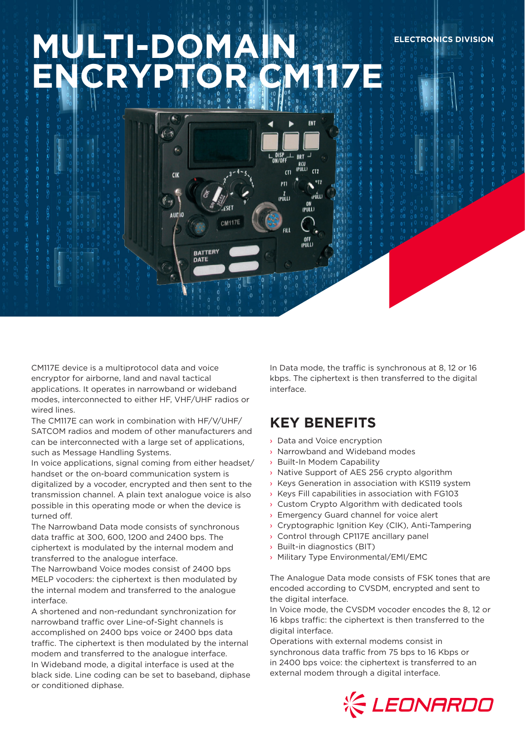# MULTI-DOMAIN ENCRYPTOR CM117E

ELECTRONICS DIVISION

CM117E device is a multiprotocol data and voice encryptor for airborne, land and naval tactical applications. It operates in narrowband or wideband modes, interconnected to either HF, VHF/UHF radios or wired lines.

The CM117E can work in combination with HF/V/UHF/SATCOM radios and modem of other manufacturers and can be interconnected with a large set of applications, such as Message Handling Systems.

In voice applications, signal coming from either headset/handset or the on-board communication system is digitalized by a vocoder, encrypted and then sent to the transmission channel. A plain text analogue voice is also possible in this operating mode or when the device is turned off.

The Narrowband Data mode consists of synchronous data traffic at 300, 600, 1200 and 2400 bps. The ciphertext is modulated by the internal modem and transferred to the analogue interface.

The Narrowband Voice modes consist of 2400 bps MELP vocoders: the ciphertext is then modulated by the internal modem and transferred to the analogue interface.

A shortened and non-redundant synchronization for narrowband traffic over Line-of-Sight channels is accomplished on 2400 bps voice or 2400 bps data traffic. The ciphertext is then modulated by the internal modem and transferred to the analogue interface.

In Wideband mode, a digital interface is used at the black side. Line coding can be set to baseband, diphase or conditioned diphase.

In Data mode, the traffic is synchronous at 8, 12 or 16 kbps. The ciphertext is then transferred to the digital interface.

## KEY BENEFITS

- Data and Voice encryption
- Narrowband and Wideband modes
- Built-In Modem Capability
- Native Support of AES 256 crypto algorithm
- Keys Generation in association with KS119 system
- Keys Fill capabilities in association with FG103
- Custom Crypto Algorithm with dedicated tools
- Emergency Guard channel for voice alert
- Cryptographic Ignition Key (CIK), Anti-Tampering
- Control through CP117E ancillary panel
- Built-in diagnostics (BIT)
- Military Type Environmental/EMI/EMC

The Analogue Data mode consists of FSK tones that are encoded according to CVSDM, encrypted and sent to the digital interface.

In Voice mode, the CVSDM vocoder encodes the 8, 12 or 16 kbps traffic: the ciphertext is then transferred to the digital interface.

Operations with external modems consist in synchronous data traffic from 75 bps to 16 Kbps or in 2400 bps voice: the ciphertext is transferred to an external modem through a digital interface.

LEONARDO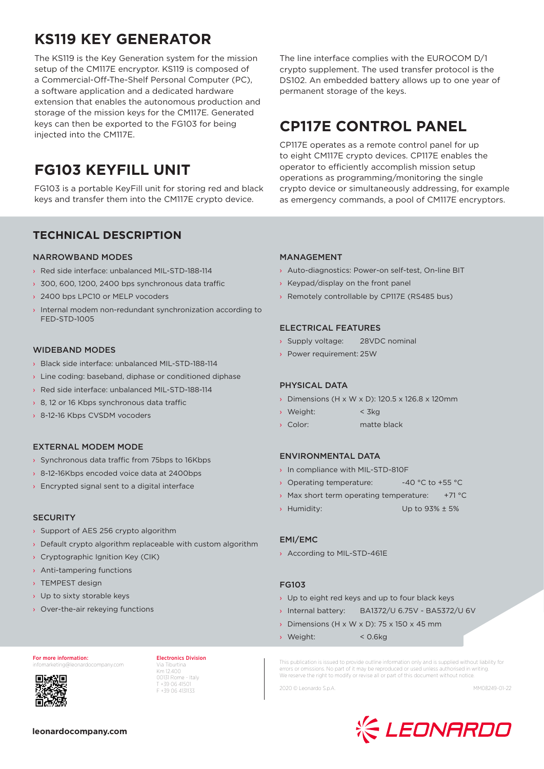## KS119 KEY GENERATOR

The KS119 is the Key Generation system for the mission setup of the CM117E encryptor. KS119 is composed of a Commercial-Off-The-Shelf Personal Computer (PC), a software application and a dedicated hardware extension that enables the autonomous production and storage of the mission keys for the CM117E. Generated keys can then be exported to the FG103 for being injected into the CM117E.

## FG103 KEYFILL UNIT

FG103 is a portable KeyFill unit for storing red and black keys and transfer them into the CM117E crypto device.

The line interface complies with the EUROCOM D/1 crypto supplement. The used transfer protocol is the DS102. An embedded battery allows up to one year of permanent storage of the keys.

## CP117E CONTROL PANEL

CP117E operates as a remote control panel for up to eight CM117E crypto devices. CP117E enables the operator to efficiently accomplish mission setup operations as programming/monitoring the single crypto device or simultaneously addressing, for example as emergency commands, a pool of CM117E encryptors.

## TECHNICAL DESCRIPTION

### NARROWBAND MODES

- Red side interface: unbalanced MIL-STD-188-114
- 300, 600, 1200, 2400 bps synchronous data traffic
- 2400 bps LPC10 or MELP vocoders
- Internal modem non-redundant synchronization according to FED-STD-1005

### WIDEBAND MODES

- Black side interface: unbalanced MIL-STD-188-114
- Line coding: baseband, diphase or conditioned diphase
- Red side interface: unbalanced MIL-STD-188-114
- 8, 12 or 16 Kbps synchronous data traffic
- 8-12-16 Kbps CVSDM vocoders

### EXTERNAL MODEM MODE

- Synchronous data traffic from 75bps to 16Kbps
- 8-12-16Kbps encoded voice data at 2400bps
- Encrypted signal sent to a digital interface

### SECURITY

- Support of AES 256 crypto algorithm
- Default crypto algorithm replaceable with custom algorithm
- Cryptographic Ignition Key (CIK)
- Anti-tampering functions
- TEMPEST design
- Up to sixty storable keys
- Over-the-air rekeying functions

### MANAGEMENT

- Auto-diagnostics: Power-on self-test, On-line BIT
- Keypad/display on the front panel
- Remotely controllable by CP117E (RS485 bus)

### ELECTRICAL FEATURES

- Supply voltage: 28VDC nominal
- Power requirement: 25W

### PHYSICAL DATA

- Dimensions (H x W x D): 120.5 x 126.8 x 120mm
- Weight: < 3kg
- Color: matte black

### ENVIRONMENTAL DATA

- In compliance with MIL-STD-810F
- Operating temperature: -40 °C to +55 °C
- Max short term operating temperature: +71 °C
- Humidity: Up to 93% ± 5%

### EMI/EMC

- According to MIL-STD-461E

### FG103

- Up to eight red keys and up to four black keys
- Internal battery: BA1372/U 6.75V - BA5372/U 6V
- Dimensions (H x W x D): 75 x 150 x 45 mm
- Weight: < 0.6kg

**For more information:**
infomarketing@leonardocompany.com

**Electronics Division**
Via Tiburtina
Km 12.400
00131 Rome - Italy
T +39 06 41501
F +39 06 4131133

This publication is issued to provide outline information only and is supplied without liability for errors or omissions. No part of it may be reproduced or used unless authorised in writing. We reserve the right to modify or revise all or part of this document without notice.

2020 © Leonardo S.p.A.

MM08249-01-22

**leonardocompany.com**

LEONARDO